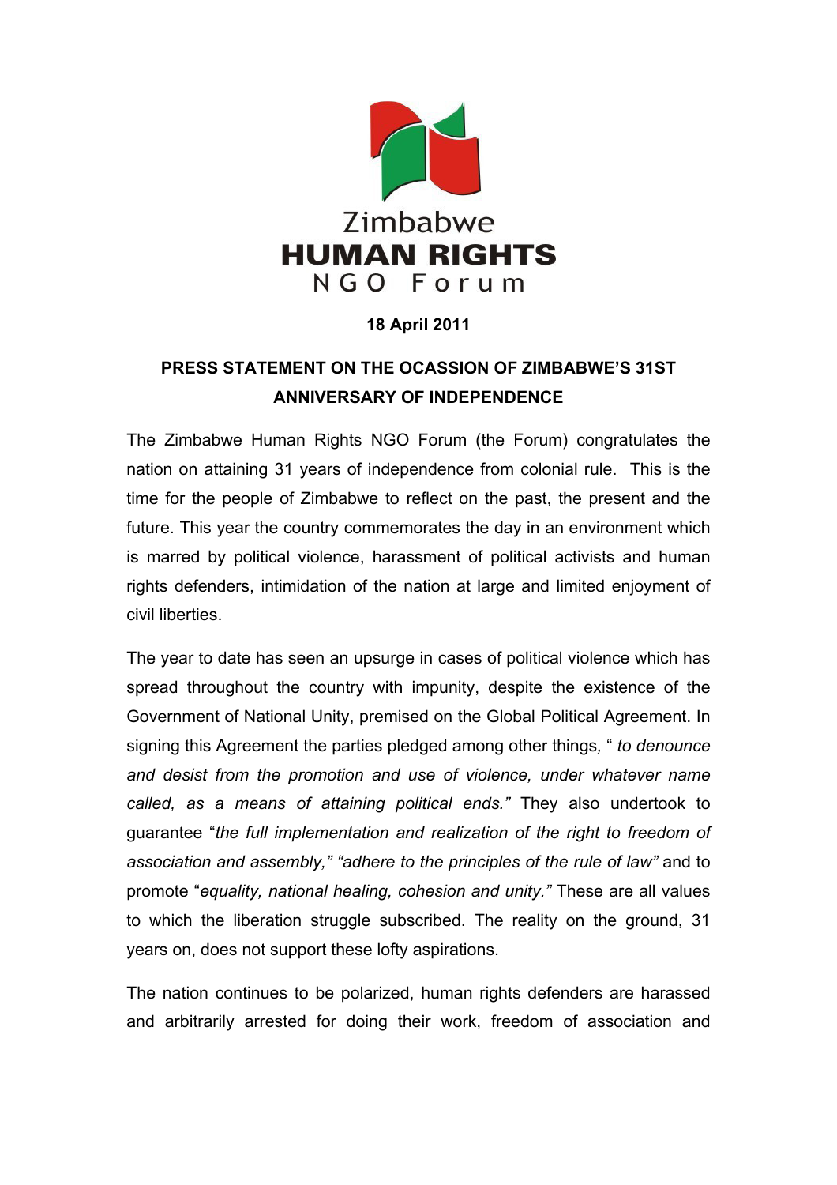Zimbabwe
**HUMAN RIGHTS**
NGO Forum

**18 April 2011**

# PRESS STATEMENT ON THE OCASSION OF ZIMBABWE'S 31ST ANNIVERSARY OF INDEPENDENCE

The Zimbabwe Human Rights NGO Forum (the Forum) congratulates the nation on attaining 31 years of independence from colonial rule. This is the time for the people of Zimbabwe to reflect on the past, the present and the future. This year the country commemorates the day in an environment which is marred by political violence, harassment of political activists and human rights defenders, intimidation of the nation at large and limited enjoyment of civil liberties.

The year to date has seen an upsurge in cases of political violence which has spread throughout the country with impunity, despite the existence of the Government of National Unity, premised on the Global Political Agreement. In signing this Agreement the parties pledged among other things, " *to denounce and desist from the promotion and use of violence, under whatever name called, as a means of attaining political ends."* They also undertook to guarantee "*the full implementation and realization of the right to freedom of association and assembly," "adhere to the principles of the rule of law"* and to promote "*equality, national healing, cohesion and unity."* These are all values to which the liberation struggle subscribed. The reality on the ground, 31 years on, does not support these lofty aspirations.

The nation continues to be polarized, human rights defenders are harassed and arbitrarily arrested for doing their work, freedom of association and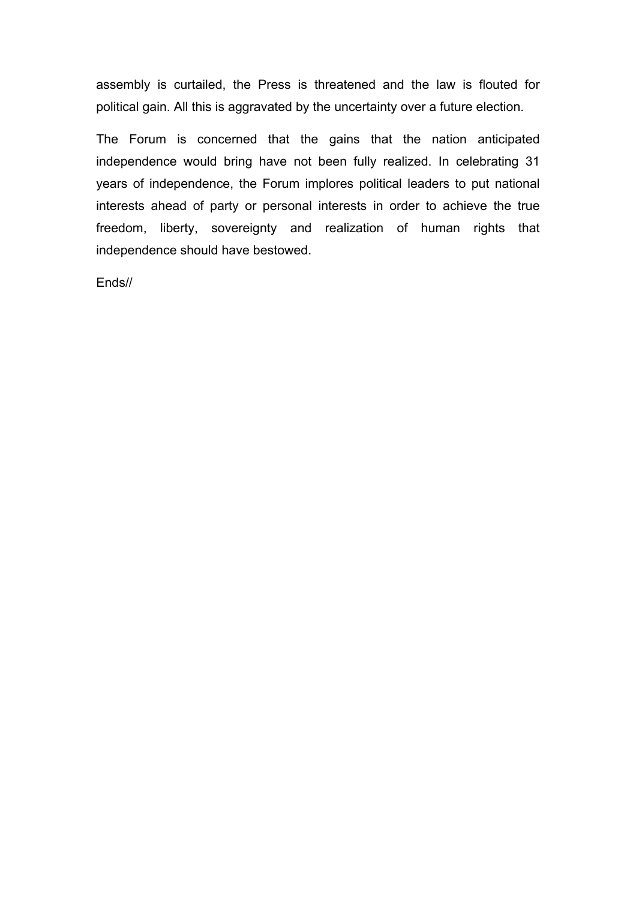assembly is curtailed, the Press is threatened and the law is flouted for political gain. All this is aggravated by the uncertainty over a future election.

The Forum is concerned that the gains that the nation anticipated independence would bring have not been fully realized. In celebrating 31 years of independence, the Forum implores political leaders to put national interests ahead of party or personal interests in order to achieve the true freedom, liberty, sovereignty and realization of human rights that independence should have bestowed.

Ends//